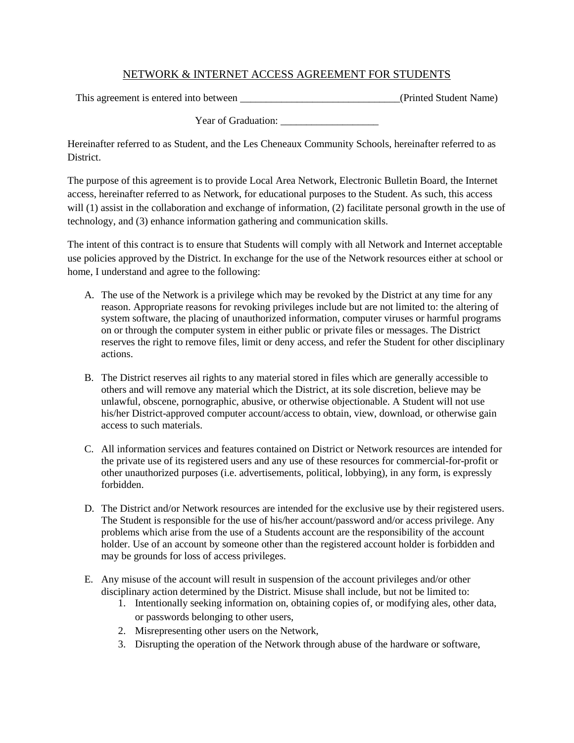# NETWORK & INTERNET ACCESS AGREEMENT FOR STUDENTS

This agreement is entered into between _______________________________(Printed Student Name)

Year of Graduation: ___________________

Hereinafter referred to as Student, and the Les Cheneaux Community Schools, hereinafter referred to as District.

The purpose of this agreement is to provide Local Area Network, Electronic Bulletin Board, the Internet access, hereinafter referred to as Network, for educational purposes to the Student. As such, this access will (1) assist in the collaboration and exchange of information, (2) facilitate personal growth in the use of technology, and (3) enhance information gathering and communication skills.

The intent of this contract is to ensure that Students will comply with all Network and Internet acceptable use policies approved by the District. In exchange for the use of the Network resources either at school or home, I understand and agree to the following:

A. The use of the Network is a privilege which may be revoked by the District at any time for any reason. Appropriate reasons for revoking privileges include but are not limited to: the altering of system software, the placing of unauthorized information, computer viruses or harmful programs on or through the computer system in either public or private files or messages. The District reserves the right to remove files, limit or deny access, and refer the Student for other disciplinary actions.

B. The District reserves ail rights to any material stored in files which are generally accessible to others and will remove any material which the District, at its sole discretion, believe may be unlawful, obscene, pornographic, abusive, or otherwise objectionable. A Student will not use his/her District-approved computer account/access to obtain, view, download, or otherwise gain access to such materials.

C. All information services and features contained on District or Network resources are intended for the private use of its registered users and any use of these resources for commercial-for-profit or other unauthorized purposes (i.e. advertisements, political, lobbying), in any form, is expressly forbidden.

D. The District and/or Network resources are intended for the exclusive use by their registered users. The Student is responsible for the use of his/her account/password and/or access privilege. Any problems which arise from the use of a Students account are the responsibility of the account holder. Use of an account by someone other than the registered account holder is forbidden and may be grounds for loss of access privileges.

E. Any misuse of the account will result in suspension of the account privileges and/or other disciplinary action determined by the District. Misuse shall include, but not be limited to:
   1. Intentionally seeking information on, obtaining copies of, or modifying ales, other data, or passwords belonging to other users,
   2. Misrepresenting other users on the Network,
   3. Disrupting the operation of the Network through abuse of the hardware or software,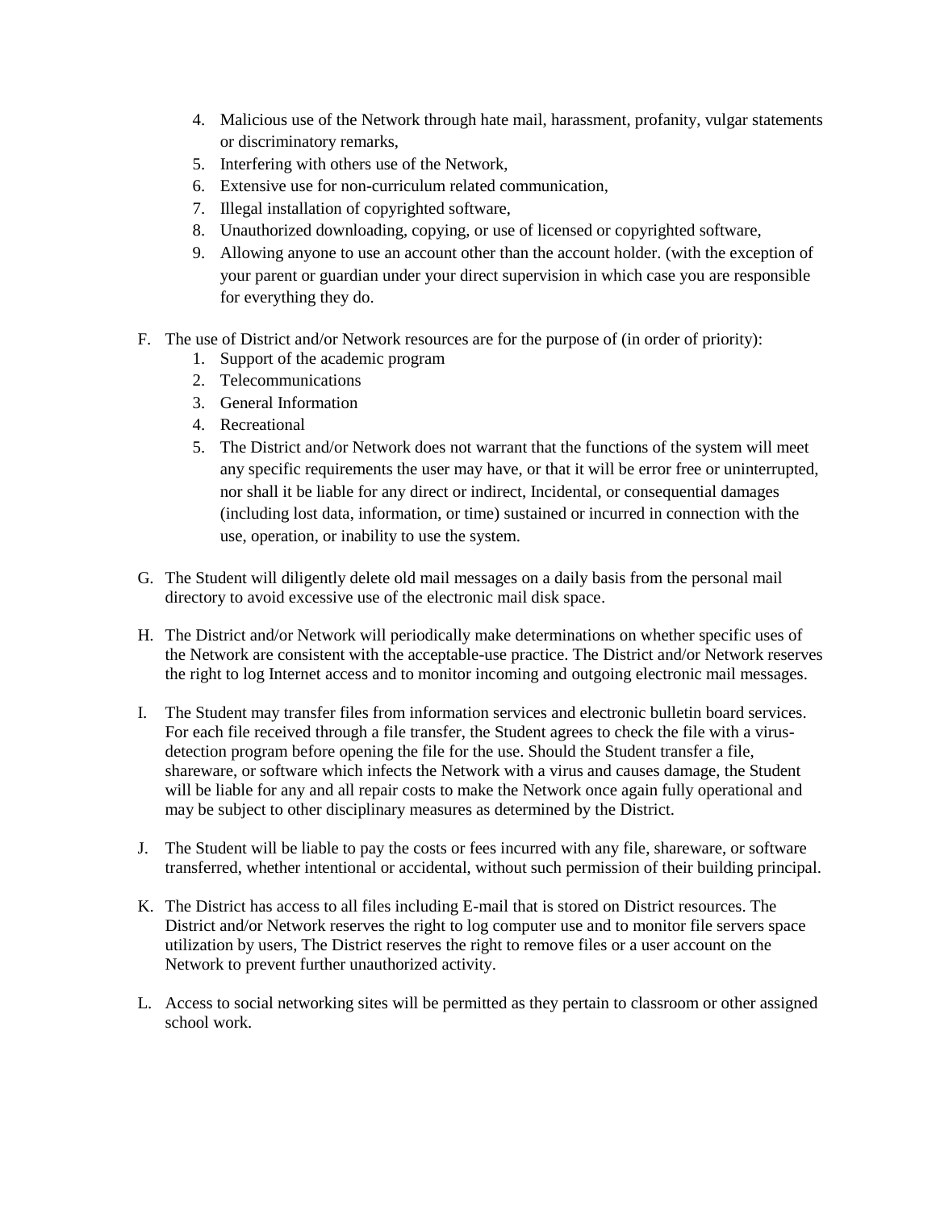4. Malicious use of the Network through hate mail, harassment, profanity, vulgar statements or discriminatory remarks,
5. Interfering with others use of the Network,
6. Extensive use for non-curriculum related communication,
7. Illegal installation of copyrighted software,
8. Unauthorized downloading, copying, or use of licensed or copyrighted software,
9. Allowing anyone to use an account other than the account holder. (with the exception of your parent or guardian under your direct supervision in which case you are responsible for everything they do.

F. The use of District and/or Network resources are for the purpose of (in order of priority):
   1. Support of the academic program
   2. Telecommunications
   3. General Information
   4. Recreational
   5. The District and/or Network does not warrant that the functions of the system will meet any specific requirements the user may have, or that it will be error free or uninterrupted, nor shall it be liable for any direct or indirect, Incidental, or consequential damages (including lost data, information, or time) sustained or incurred in connection with the use, operation, or inability to use the system.

G. The Student will diligently delete old mail messages on a daily basis from the personal mail directory to avoid excessive use of the electronic mail disk space.

H. The District and/or Network will periodically make determinations on whether specific uses of the Network are consistent with the acceptable-use practice. The District and/or Network reserves the right to log Internet access and to monitor incoming and outgoing electronic mail messages.

I. The Student may transfer files from information services and electronic bulletin board services. For each file received through a file transfer, the Student agrees to check the file with a virus-detection program before opening the file for the use. Should the Student transfer a file, shareware, or software which infects the Network with a virus and causes damage, the Student will be liable for any and all repair costs to make the Network once again fully operational and may be subject to other disciplinary measures as determined by the District.

J. The Student will be liable to pay the costs or fees incurred with any file, shareware, or software transferred, whether intentional or accidental, without such permission of their building principal.

K. The District has access to all files including E-mail that is stored on District resources. The District and/or Network reserves the right to log computer use and to monitor file servers space utilization by users, The District reserves the right to remove files or a user account on the Network to prevent further unauthorized activity.

L. Access to social networking sites will be permitted as they pertain to classroom or other assigned school work.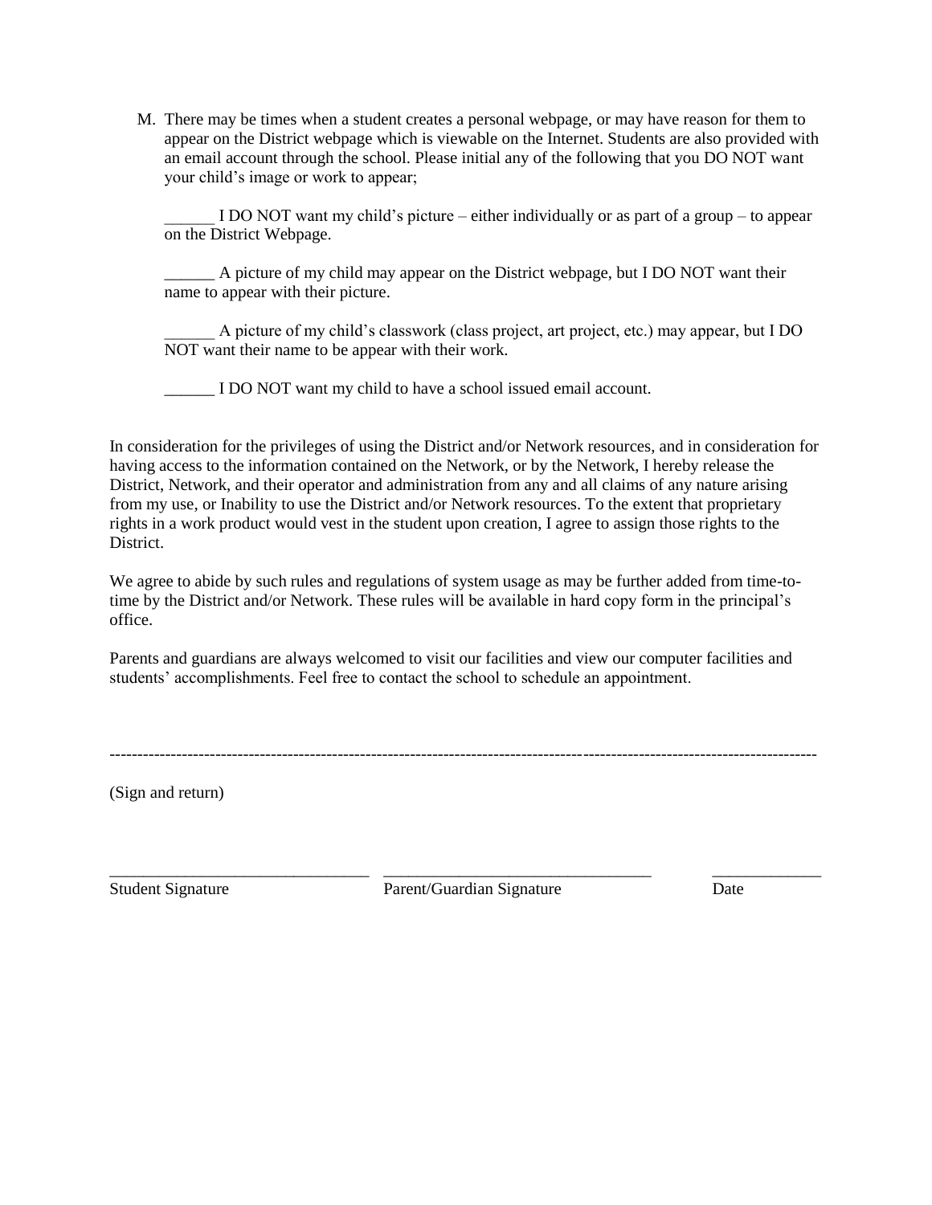M. There may be times when a student creates a personal webpage, or may have reason for them to appear on the District webpage which is viewable on the Internet. Students are also provided with an email account through the school. Please initial any of the following that you DO NOT want your child's image or work to appear;

   ______ I DO NOT want my child's picture – either individually or as part of a group – to appear on the District Webpage.

   ______ A picture of my child may appear on the District webpage, but I DO NOT want their name to appear with their picture.

   ______ A picture of my child's classwork (class project, art project, etc.) may appear, but I DO NOT want their name to be appear with their work.

   ______ I DO NOT want my child to have a school issued email account.

In consideration for the privileges of using the District and/or Network resources, and in consideration for having access to the information contained on the Network, or by the Network, I hereby release the District, Network, and their operator and administration from any and all claims of any nature arising from my use, or Inability to use the District and/or Network resources. To the extent that proprietary rights in a work product would vest in the student upon creation, I agree to assign those rights to the District.

We agree to abide by such rules and regulations of system usage as may be further added from time-to-time by the District and/or Network. These rules will be available in hard copy form in the principal's office.

Parents and guardians are always welcomed to visit our facilities and view our computer facilities and students' accomplishments. Feel free to contact the school to schedule an appointment.

------------------------------------------------------------------------------------------------------------------------

(Sign and return)

_______________________________ _______________________________ _____________

Student Signature Parent/Guardian Signature Date